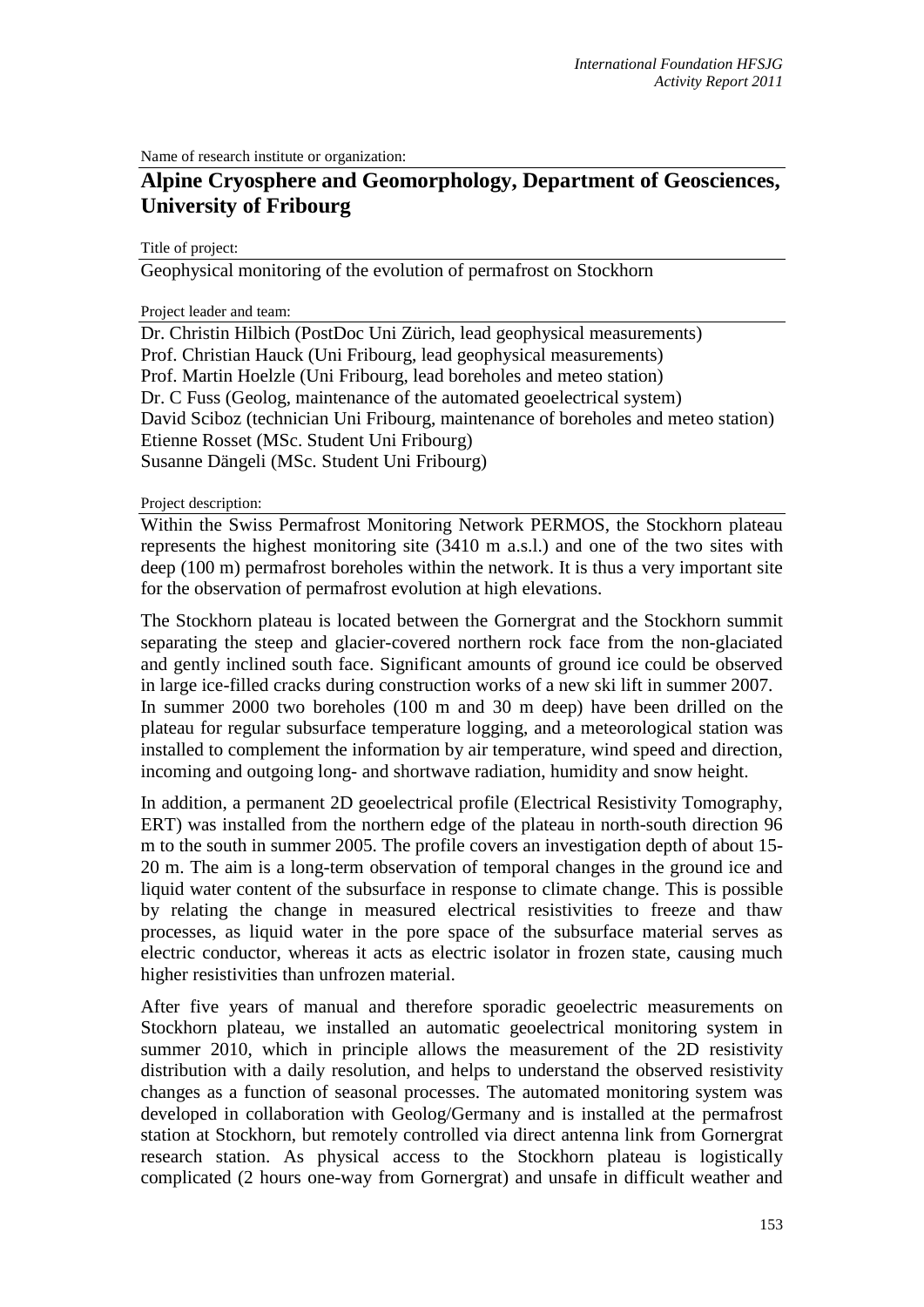Name of research institute or organization:

# Alpine Cryosphere and Geomorphology, Department of Geosciences, University of Fribourg

Title of project:

Geophysical monitoring of the evolution of permafrost on Stockhorn

Project leader and team:

Dr. Christin Hilbich (PostDoc Uni Zürich, lead geophysical measurements)
Prof. Christian Hauck (Uni Fribourg, lead geophysical measurements)
Prof. Martin Hoelzle (Uni Fribourg, lead boreholes and meteo station)
Dr. C Fuss (Geolog, maintenance of the automated geoelectrical system)
David Sciboz (technician Uni Fribourg, maintenance of boreholes and meteo station)
Etienne Rosset (MSc. Student Uni Fribourg)
Susanne Dängeli (MSc. Student Uni Fribourg)

Project description:

Within the Swiss Permafrost Monitoring Network PERMOS, the Stockhorn plateau represents the highest monitoring site (3410 m a.s.l.) and one of the two sites with deep (100 m) permafrost boreholes within the network. It is thus a very important site for the observation of permafrost evolution at high elevations.

The Stockhorn plateau is located between the Gornergrat and the Stockhorn summit separating the steep and glacier-covered northern rock face from the non-glaciated and gently inclined south face. Significant amounts of ground ice could be observed in large ice-filled cracks during construction works of a new ski lift in summer 2007. In summer 2000 two boreholes (100 m and 30 m deep) have been drilled on the plateau for regular subsurface temperature logging, and a meteorological station was installed to complement the information by air temperature, wind speed and direction, incoming and outgoing long- and shortwave radiation, humidity and snow height.

In addition, a permanent 2D geoelectrical profile (Electrical Resistivity Tomography, ERT) was installed from the northern edge of the plateau in north-south direction 96 m to the south in summer 2005. The profile covers an investigation depth of about 15-20 m. The aim is a long-term observation of temporal changes in the ground ice and liquid water content of the subsurface in response to climate change. This is possible by relating the change in measured electrical resistivities to freeze and thaw processes, as liquid water in the pore space of the subsurface material serves as electric conductor, whereas it acts as electric isolator in frozen state, causing much higher resistivities than unfrozen material.

After five years of manual and therefore sporadic geoelectric measurements on Stockhorn plateau, we installed an automatic geoelectrical monitoring system in summer 2010, which in principle allows the measurement of the 2D resistivity distribution with a daily resolution, and helps to understand the observed resistivity changes as a function of seasonal processes. The automated monitoring system was developed in collaboration with Geolog/Germany and is installed at the permafrost station at Stockhorn, but remotely controlled via direct antenna link from Gornergrat research station. As physical access to the Stockhorn plateau is logistically complicated (2 hours one-way from Gornergrat) and unsafe in difficult weather and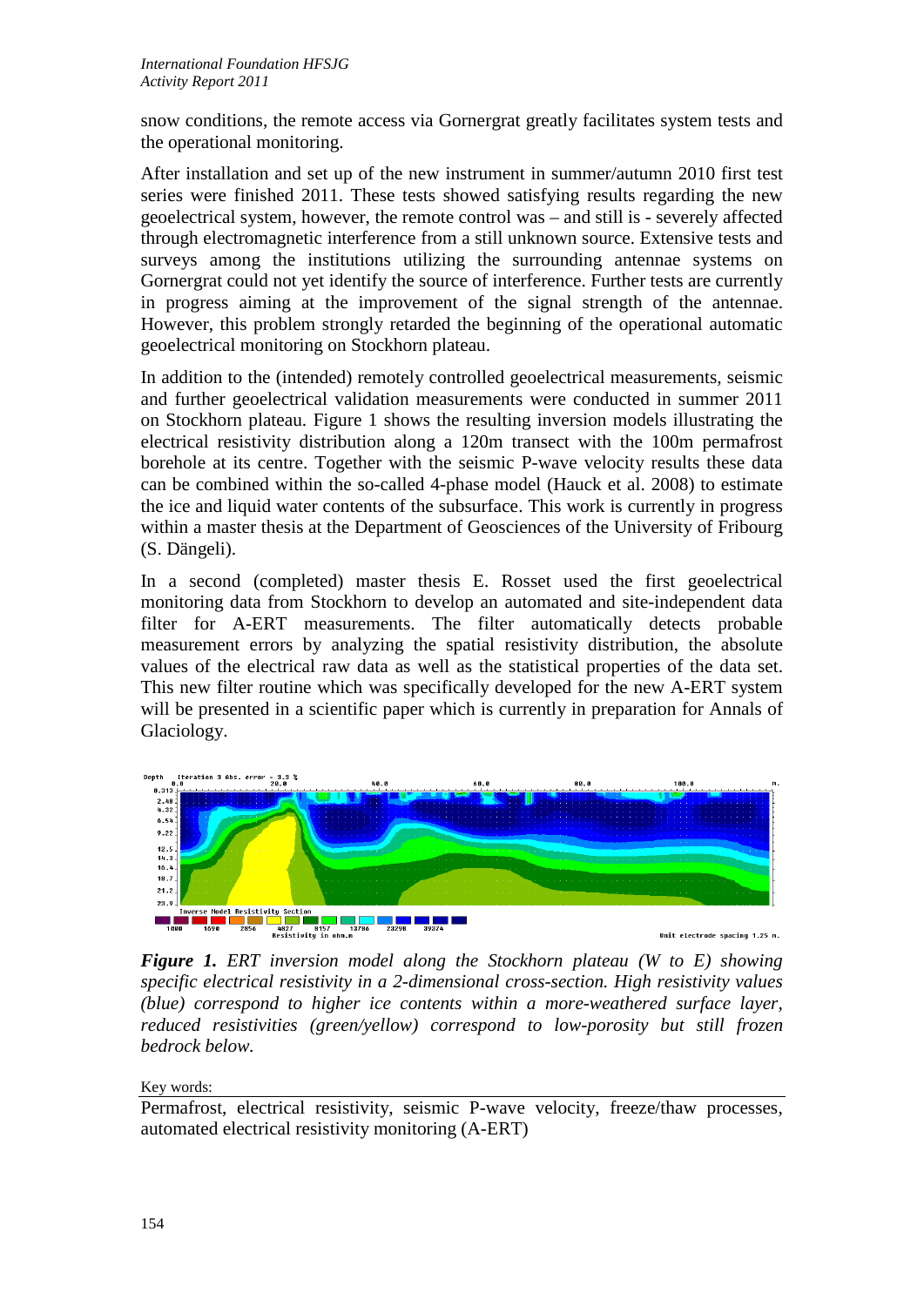snow conditions, the remote access via Gornergrat greatly facilitates system tests and the operational monitoring.

After installation and set up of the new instrument in summer/autumn 2010 first test series were finished 2011. These tests showed satisfying results regarding the new geoelectrical system, however, the remote control was – and still is - severely affected through electromagnetic interference from a still unknown source. Extensive tests and surveys among the institutions utilizing the surrounding antennae systems on Gornergrat could not yet identify the source of interference. Further tests are currently in progress aiming at the improvement of the signal strength of the antennae. However, this problem strongly retarded the beginning of the operational automatic geoelectrical monitoring on Stockhorn plateau.

In addition to the (intended) remotely controlled geoelectrical measurements, seismic and further geoelectrical validation measurements were conducted in summer 2011 on Stockhorn plateau. Figure 1 shows the resulting inversion models illustrating the electrical resistivity distribution along a 120m transect with the 100m permafrost borehole at its centre. Together with the seismic P-wave velocity results these data can be combined within the so-called 4-phase model (Hauck et al. 2008) to estimate the ice and liquid water contents of the subsurface. This work is currently in progress within a master thesis at the Department of Geosciences of the University of Fribourg (S. Dängeli).

In a second (completed) master thesis E. Rosset used the first geoelectrical monitoring data from Stockhorn to develop an automated and site-independent data filter for A-ERT measurements. The filter automatically detects probable measurement errors by analyzing the spatial resistivity distribution, the absolute values of the electrical raw data as well as the statistical properties of the data set. This new filter routine which was specifically developed for the new A-ERT system will be presented in a scientific paper which is currently in preparation for Annals of Glaciology.

***Figure 1.*** *ERT inversion model along the Stockhorn plateau (W to E) showing specific electrical resistivity in a 2-dimensional cross-section. High resistivity values (blue) correspond to higher ice contents within a more-weathered surface layer, reduced resistivities (green/yellow) correspond to low-porosity but still frozen bedrock below.*

Key words:

Permafrost, electrical resistivity, seismic P-wave velocity, freeze/thaw processes, automated electrical resistivity monitoring (A-ERT)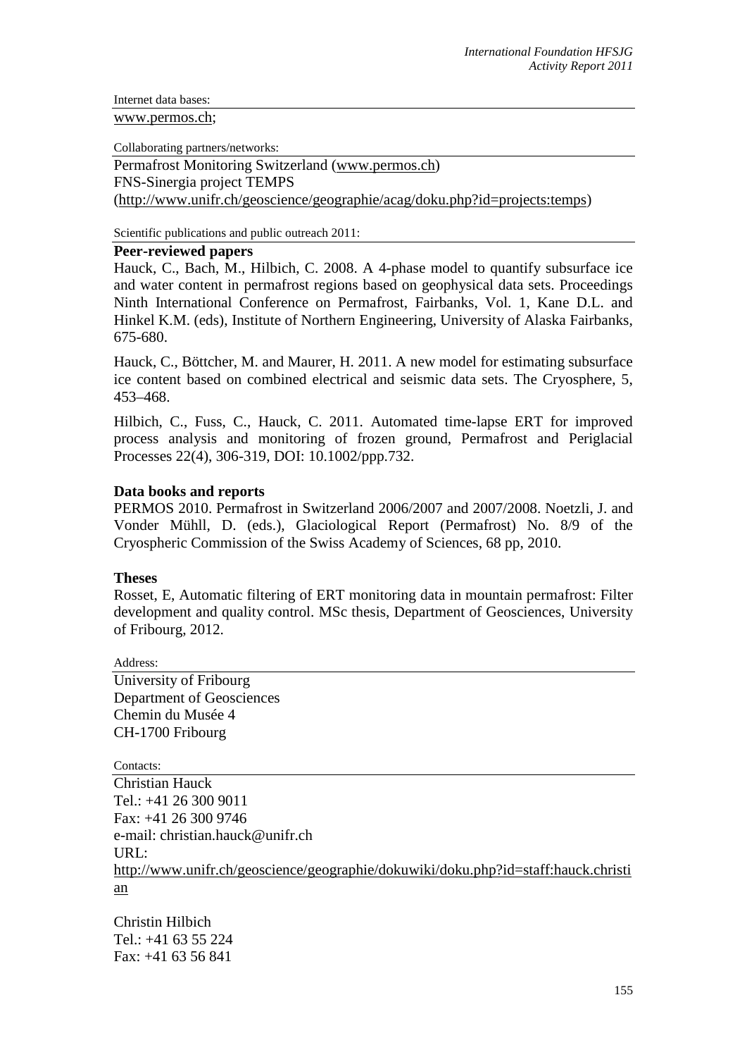Internet data bases:

www.permos.ch;

Collaborating partners/networks:

Permafrost Monitoring Switzerland (www.permos.ch)
FNS-Sinergia project TEMPS
(http://www.unifr.ch/geoscience/geographie/acag/doku.php?id=projects:temps)

Scientific publications and public outreach 2011:

**Peer-reviewed papers**

Hauck, C., Bach, M., Hilbich, C. 2008. A 4-phase model to quantify subsurface ice and water content in permafrost regions based on geophysical data sets. Proceedings Ninth International Conference on Permafrost, Fairbanks, Vol. 1, Kane D.L. and Hinkel K.M. (eds), Institute of Northern Engineering, University of Alaska Fairbanks, 675-680.

Hauck, C., Böttcher, M. and Maurer, H. 2011. A new model for estimating subsurface ice content based on combined electrical and seismic data sets. The Cryosphere, 5, 453–468.

Hilbich, C., Fuss, C., Hauck, C. 2011. Automated time-lapse ERT for improved process analysis and monitoring of frozen ground, Permafrost and Periglacial Processes 22(4), 306-319, DOI: 10.1002/ppp.732.

**Data books and reports**

PERMOS 2010. Permafrost in Switzerland 2006/2007 and 2007/2008. Noetzli, J. and Vonder Mühll, D. (eds.), Glaciological Report (Permafrost) No. 8/9 of the Cryospheric Commission of the Swiss Academy of Sciences, 68 pp, 2010.

**Theses**

Rosset, E, Automatic filtering of ERT monitoring data in mountain permafrost: Filter development and quality control. MSc thesis, Department of Geosciences, University of Fribourg, 2012.

Address:

University of Fribourg
Department of Geosciences
Chemin du Musée 4
CH-1700 Fribourg

Contacts:

Christian Hauck
Tel.: +41 26 300 9011
Fax: +41 26 300 9746
e-mail: christian.hauck@unifr.ch
URL:
http://www.unifr.ch/geoscience/geographie/dokuwiki/doku.php?id=staff:hauck.christian

Christin Hilbich
Tel.: +41 63 55 224
Fax: +41 63 56 841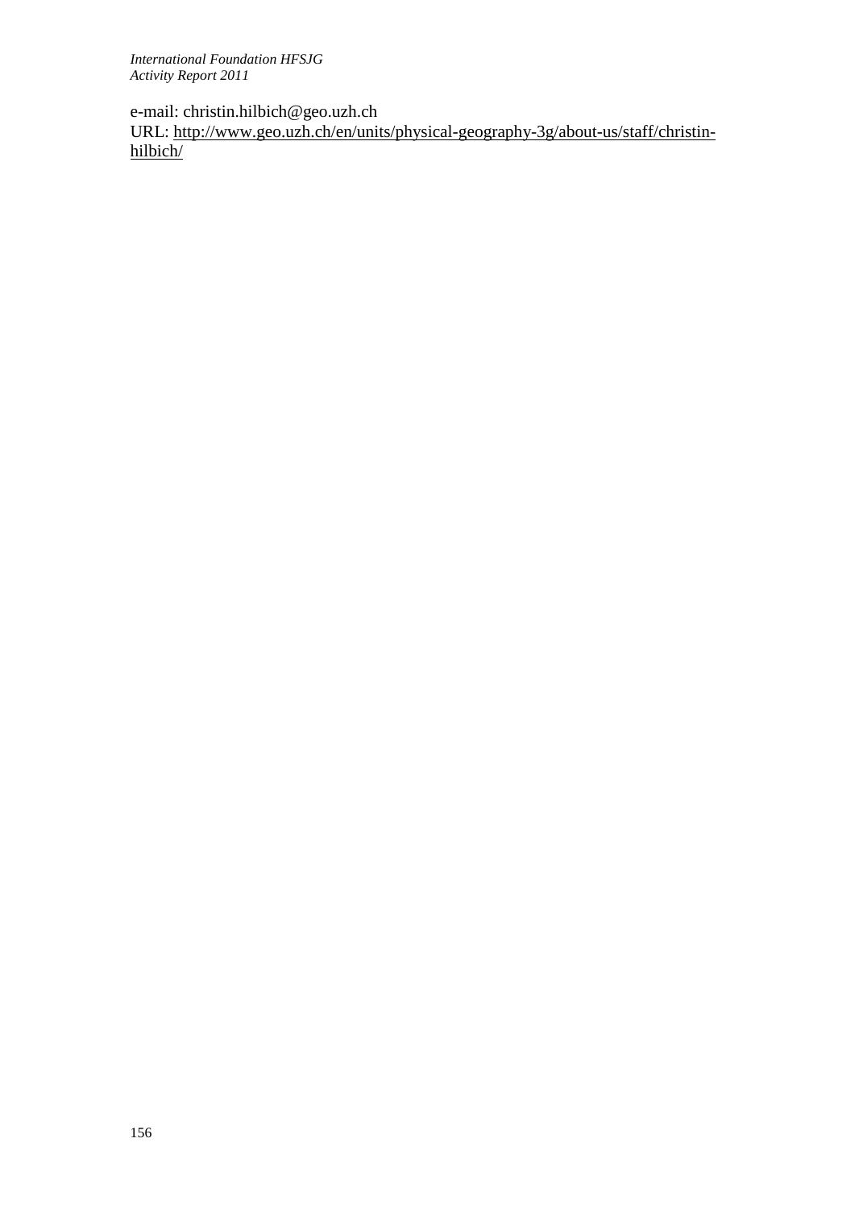e-mail: christin.hilbich@geo.uzh.ch
URL: [http://www.geo.uzh.ch/en/units/physical-geography-3g/about-us/staff/christin-hilbich/](http://www.geo.uzh.ch/en/units/physical-geography-3g/about-us/staff/christin-hilbich/)